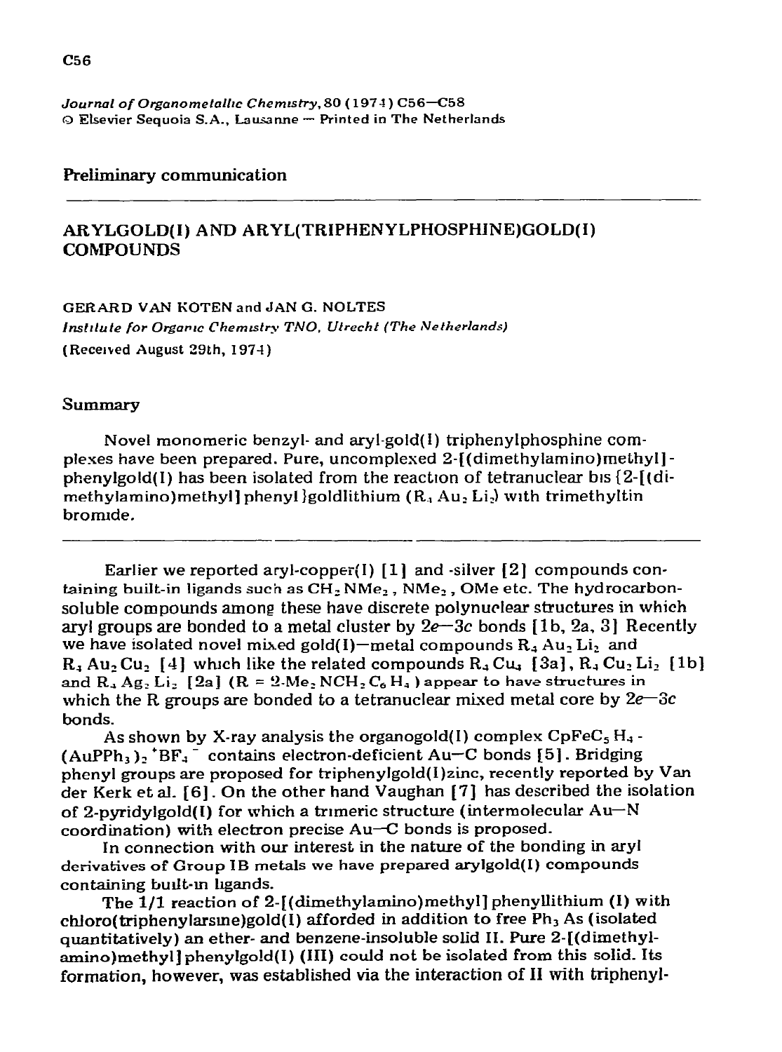## Preliminary communication

# ARYLGOLD(I) AND ARYL(TRIPHENYLPHOSPHINE)GOLD(I) COMPOUNDS

GERARD VAN KOTEN and JAN G. NOLTES

*Institute for Organic Chemistry TNO, Utrecht (The Netherlands)*

(Received August 29th, 1974)

### Summary

Novel monomeric benzyl- and aryl-gold(I) triphenylphosphine complexes have been prepared. Pure, uncomplexed 2-[(dimethylamino)methyl]-phenylgold(I) has been isolated from the reaction of tetranuclear bis{2-[(dimethylamino)methyl]phenyl}goldlithium ($R_4Au_2Li_2$) with trimethyltin bromide.

---

Earlier we reported aryl-copper(I) [1] and -silver [2] compounds containing built-in ligands such as $CH_2NMe_2$, $NMe_2$, OMe etc. The hydrocarbon-soluble compounds among these have discrete polynuclear structures in which aryl groups are bonded to a metal cluster by $2e$—$3c$ bonds [1b, 2a, 3] Recently we have isolated novel mixed gold(I)—metal compounds $R_4Au_2Li_2$ and $R_4Au_2Cu_2$ [4] which like the related compounds $R_4Cu_4$ [3a], $R_4Cu_2Li_2$ [1b] and $R_4Ag_2Li_2$ [2a] ($R = 2\text{-}Me_2NCH_2C_6H_4$) appear to have structures in which the R groups are bonded to a tetranuclear mixed metal core by $2e$—$3c$ bonds.

As shown by X-ray analysis the organogold(I) complex $CpFeC_5H_3(AuPPh_3)_2{}^+BF_4{}^-$ contains electron-deficient Au—C bonds [5]. Bridging phenyl groups are proposed for triphenylgold(I)zinc, recently reported by Van der Kerk et al. [6]. On the other hand Vaughan [7] has described the isolation of 2-pyridylgold(I) for which a trimeric structure (intermolecular Au—N coordination) with electron precise Au—C bonds is proposed.

In connection with our interest in the nature of the bonding in aryl derivatives of Group IB metals we have prepared arylgold(I) compounds containing built-in ligands.

The 1/1 reaction of 2-[(dimethylamino)methyl]phenyllithium (I) with chloro(triphenylarsine)gold(I) afforded in addition to free $Ph_3As$ (isolated quantitatively) an ether- and benzene-insoluble solid II. Pure 2-[(dimethylamino)methyl]phenylgold(I) (III) could not be isolated from this solid. Its formation, however, was established via the interaction of II with triphenyl-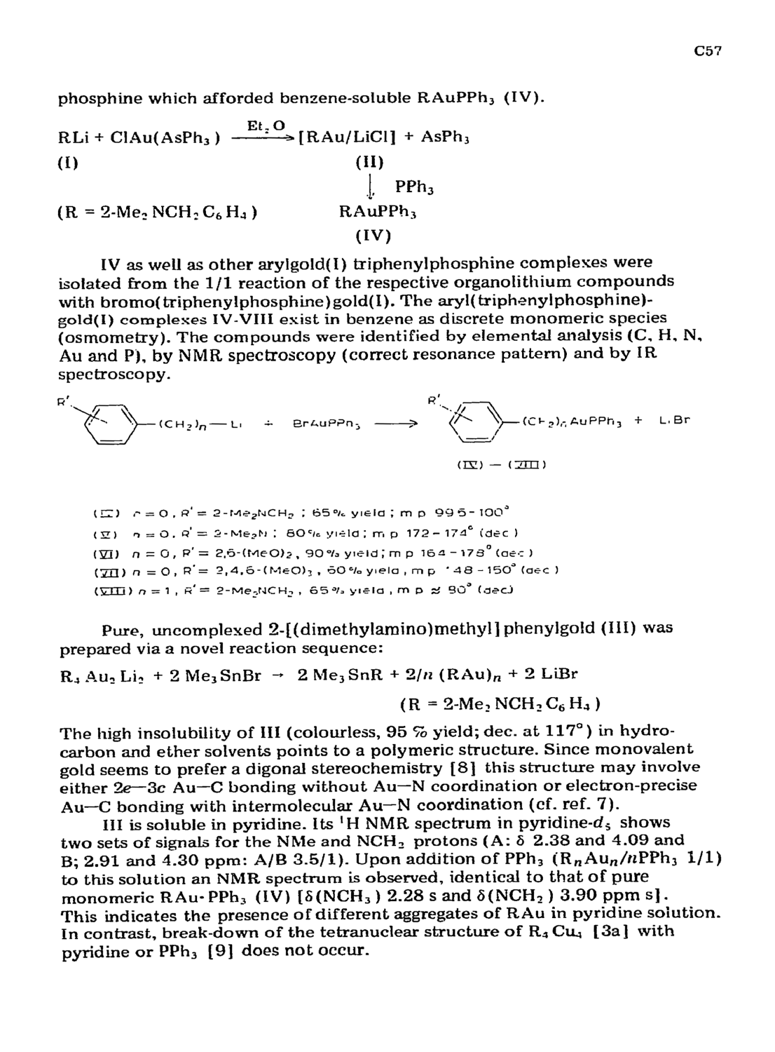phosphine which afforded benzene-soluble $RAuPPh_3$ (IV).

$$RLi + ClAu(AsPh_3) \xrightarrow{Et_2O} [RAu/LiCl] + AsPh_3$$

(I) (II)

$$\downarrow PPh_3$$

($R = 2\text{-}Me_2NCH_2C_6H_4$) $RAuPPh_3$ (IV)

IV as well as other arylgold(I) triphenylphosphine complexes were isolated from the 1/1 reaction of the respective organolithium compounds with bromo(triphenylphosphine)gold(I). The aryl(triphenylphosphine)-gold(I) complexes IV-VIII exist in benzene as discrete monomeric species (osmometry). The compounds were identified by elemental analysis (C, H, N, Au and P), by NMR spectroscopy (correct resonance pattern) and by IR spectroscopy.

$$R'C_6H_4(CH_2)_n\text{—}Li + BrAuPPh_3 \longrightarrow R'C_6H_4(CH_2)_nAuPPh_3 + LiBr$$

(IV) — (VIII)

(IV) $n = 0$, $R' = 2\text{-}Me_2NCH_2$ ; 65% yield ; m p 99.5 - 100°
(V) $n = 0$, $R' = 2\text{-}Me_2N$ ; 80% yield ; m p 172 - 174° (dec )
(VI) $n = 0$, $R' = 2,6\text{-}(MeO)_2$ , 90% yield ; m p 164 - 178° (dec )
(VII) $n = 0$, $R' = 2,4,6\text{-}(MeO)_3$ , 60% yield , m p 148 - 150° (dec )
(VIII) $n = 1$ , $R' = 2\text{-}Me_2NCH_2$ , 65% yield , m p ≈ 90° (dec)

Pure, uncomplexed 2-[(dimethylamino)methyl]phenylgold (III) was prepared via a novel reaction sequence:

$$R_4Au_2Li_2 + 2\ Me_3SnBr \rightarrow 2\ Me_3SnR + 2/n\ (RAu)_n + 2\ LiBr$$

($R = 2\text{-}Me_2NCH_2C_6H_4$)

The high insolubility of III (colourless, 95 % yield; dec. at 117°) in hydrocarbon and ether solvents points to a polymeric structure. Since monovalent gold seems to prefer a digonal stereochemistry [8] this structure may involve either *2e—3c* Au—C bonding without Au—N coordination or electron-precise Au—C bonding with intermolecular Au—N coordination (cf. ref. 7).

III is soluble in pyridine. Its $^1H$ NMR spectrum in pyridine-$d_5$ shows two sets of signals for the NMe and $NCH_2$ protons (A: $\delta$ 2.38 and 4.09 and B; 2.91 and 4.30 ppm: A/B 3.5/1). Upon addition of $PPh_3$ ($R_nAu_n/nPPh_3$ 1/1) to this solution an NMR spectrum is observed, identical to that of pure monomeric $RAu\cdot PPh_3$ (IV) [$\delta(NCH_3)$ 2.28 s and $\delta(NCH_2)$ 3.90 ppm s]. This indicates the presence of different aggregates of RAu in pyridine solution. In contrast, break-down of the tetranuclear structure of $R_4Cu_4$ [3a] with pyridine or $PPh_3$ [9] does not occur.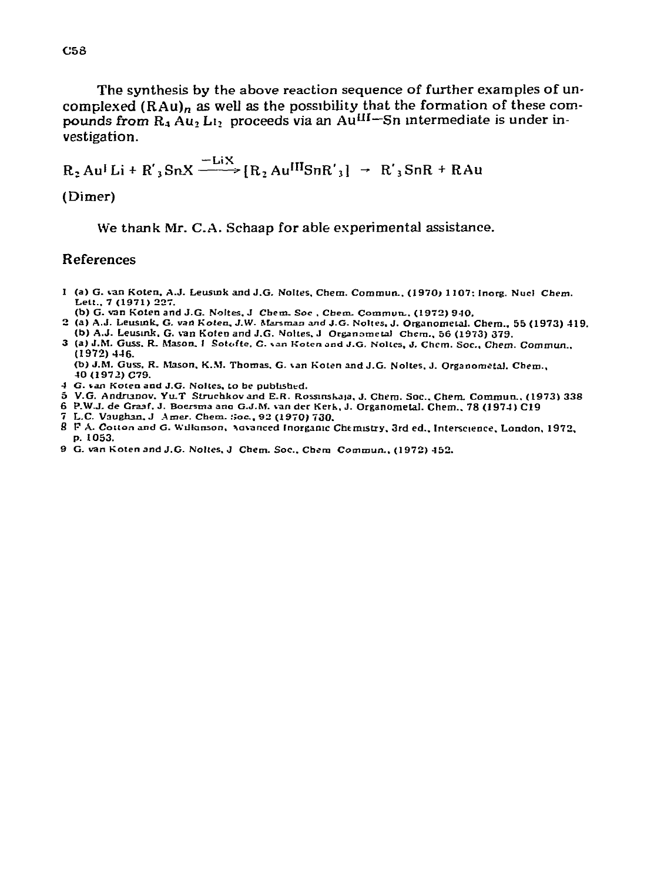The synthesis by the above reaction sequence of further examples of uncomplexed $(RAu)_n$ as well as the possibility that the formation of these compounds from $R_4Au_2Li_2$ proceeds via an $Au^{III}$—Sn intermediate is under investigation.

$$R_2Au^ILi + R'_3SnX \xrightarrow{-LiX} [R_2Au^{III}SnR'_3] \rightarrow R'_3SnR + RAu$$

(Dimer)

We thank Mr. C.A. Schaap for able experimental assistance.

## References

1 (a) G. van Koten, A.J. Leusink and J.G. Noltes, Chem. Commun., (1970) 1107; Inorg. Nucl. Chem. Lett., 7 (1971) 227.
(b) G. van Koten and J.G. Noltes, J. Chem. Soc., Chem. Commun., (1972) 940.

2 (a) A.J. Leusink, G. van Koten, J.W. Marsman and J.G. Noltes, J. Organometal. Chem., 55 (1973) 419.
(b) A.J. Leusink, G. van Koten and J.G. Noltes, J. Organometal. Chem., 56 (1973) 379.

3 (a) J.M. Guss, R. Mason, I. Søtofte, G. van Koten and J.G. Noltes, J. Chem. Soc., Chem. Commun., (1972) 446.
(b) J.M. Guss, R. Mason, K.M. Thomas, G. van Koten and J.G. Noltes, J. Organometal. Chem., 40 (1972) C79.

4 G. van Koten and J.G. Noltes, to be published.

5 V.G. Andrianov, Yu.T. Struchkov and E.R. Rossinskaja, J. Chem. Soc., Chem. Commun., (1973) 338

6 P.W.J. de Graaf, J. Boersma and G.J.M. van der Kerk, J. Organometal. Chem., 78 (1974) C19

7 L.C. Vaughan, J. Amer. Chem. Soc., 92 (1970) 730.

8 F.A. Cotton and G. Wilkinson, Advanced Inorganic Chemistry, 3rd ed., Interscience, London, 1972, p. 1053.

9 G. van Koten and J.G. Noltes, J. Chem. Soc., Chem. Commun., (1972) 452.